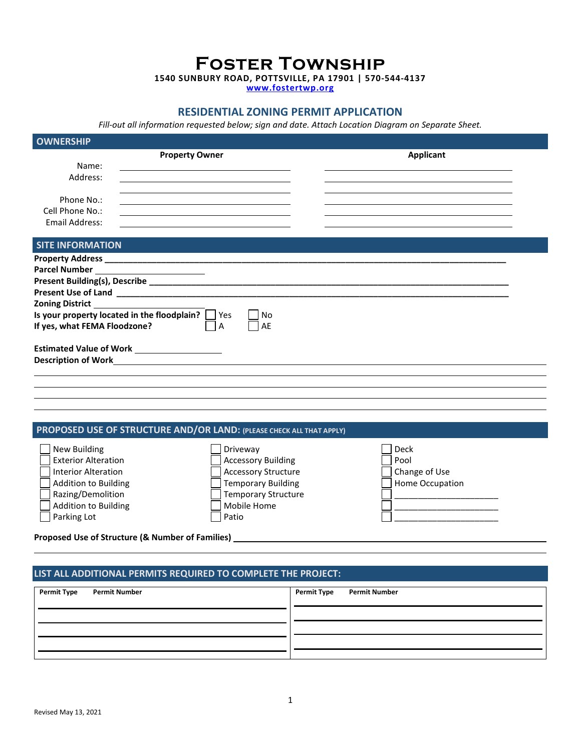# Foster Township

**1540 SUNBURY ROAD, POTTSVILLE, PA 17901 | 570-544-4137**

**www.fostertwp.org**

## RESIDENTIAL ZONING PERMIT APPLICATION

*Fill-out all information requested below; sign and date. Attach Location Diagram on Separate Sheet.*

### OWNERSHIP

| | Property Owner | Applicant |
|---|---|---|
| Name: | | |
| Address: | | |
| | | |
| Phone No.: | | |
| Cell Phone No.: | | |
| Email Address: | | |

### SITE INFORMATION

**Property Address** ______________________________________________

**Parcel Number** ____________________

**Present Building(s), Describe** ______________________________________________

**Present Use of Land** ______________________________________________

**Zoning District** ____________________

**Is your property located in the floodplain?** ☐ Yes ☐ No

**If yes, what FEMA Floodzone?** ☐ A ☐ AE

**Estimated Value of Work** ____________________

**Description of Work** ______________________________________________

______________________________________________

______________________________________________

______________________________________________

______________________________________________

### PROPOSED USE OF STRUCTURE AND/OR LAND: (PLEASE CHECK ALL THAT APPLY)

| | | |
|---|---|---|
| ☐ New Building | ☐ Driveway | ☐ Deck |
| ☐ Exterior Alteration | ☐ Accessory Building | ☐ Pool |
| ☐ Interior Alteration | ☐ Accessory Structure | ☐ Change of Use |
| ☐ Addition to Building | ☐ Temporary Building | ☐ Home Occupation |
| ☐ Razing/Demolition | ☐ Temporary Structure | ☐ ____________________ |
| ☐ Addition to Building | ☐ Mobile Home | ☐ ____________________ |
| ☐ Parking Lot | ☐ Patio | ☐ ____________________ |

**Proposed Use of Structure (& Number of Families)** ______________________________________________

______________________________________________

### LIST ALL ADDITIONAL PERMITS REQUIRED TO COMPLETE THE PROJECT:

| Permit Type | Permit Number | Permit Type | Permit Number |
|---|---|---|---|
| | | | |
| | | | |
| | | | |
| | | | |

Revised May 13, 2021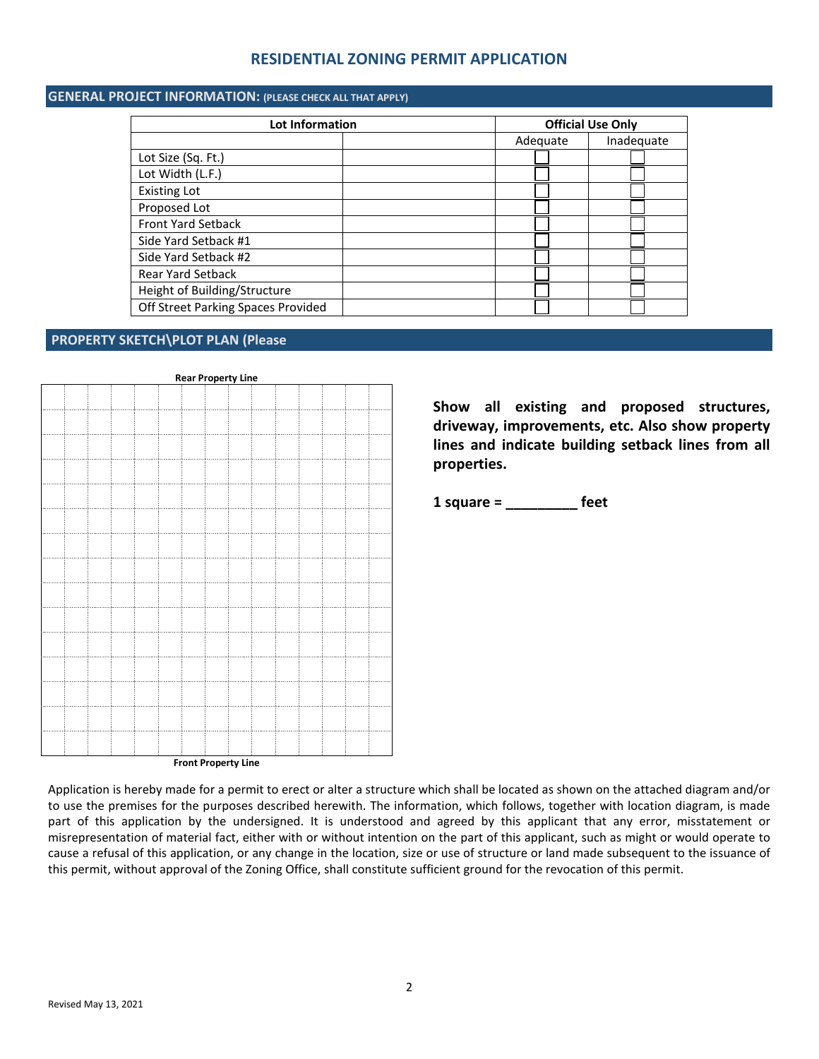# RESIDENTIAL ZONING PERMIT APPLICATION

## GENERAL PROJECT INFORMATION: (PLEASE CHECK ALL THAT APPLY)

| Lot Information | | Official Use Only | |
|---|---|---|---|
| | | Adequate | Inadequate |
| Lot Size (Sq. Ft.) | | ☐ | ☐ |
| Lot Width (L.F.) | | ☐ | ☐ |
| Existing Lot | | ☐ | ☐ |
| Proposed Lot | | ☐ | ☐ |
| Front Yard Setback | | ☐ | ☐ |
| Side Yard Setback #1 | | ☐ | ☐ |
| Side Yard Setback #2 | | ☐ | ☐ |
| Rear Yard Setback | | ☐ | ☐ |
| Height of Building/Structure | | ☐ | ☐ |
| Off Street Parking Spaces Provided | | ☐ | ☐ |

## PROPERTY SKETCH\PLOT PLAN (Please

**Rear Property Line**

**Front Property Line**

**Show all existing and proposed structures, driveway, improvements, etc. Also show property lines and indicate building setback lines from all properties.**

**1 square = _________ feet**

Application is hereby made for a permit to erect or alter a structure which shall be located as shown on the attached diagram and/or to use the premises for the purposes described herewith. The information, which follows, together with location diagram, is made part of this application by the undersigned. It is understood and agreed by this applicant that any error, misstatement or misrepresentation of material fact, either with or without intention on the part of this applicant, such as might or would operate to cause a refusal of this application, or any change in the location, size or use of structure or land made subsequent to the issuance of this permit, without approval of the Zoning Office, shall constitute sufficient ground for the revocation of this permit.

Revised May 13, 2021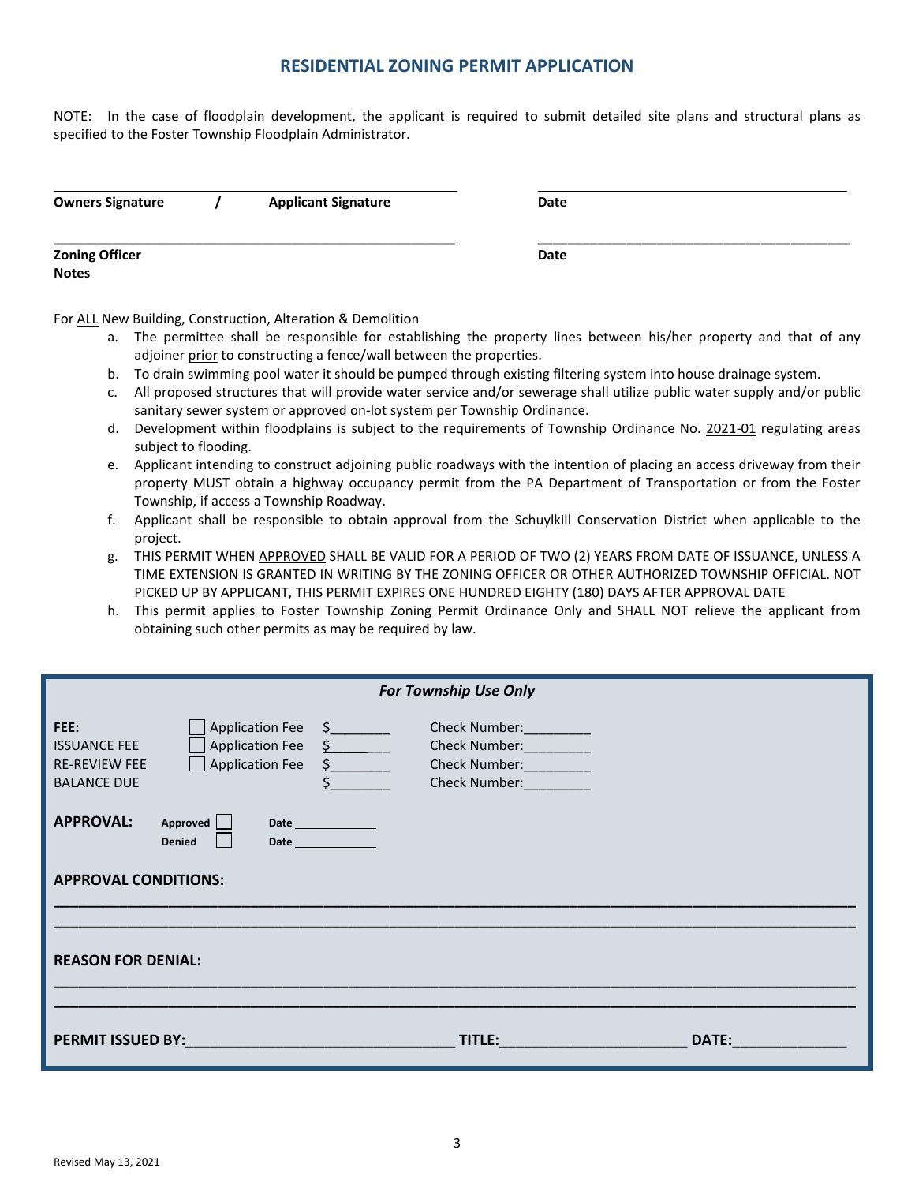## RESIDENTIAL ZONING PERMIT APPLICATION

NOTE: In the case of floodplain development, the applicant is required to submit detailed site plans and structural plans as specified to the Foster Township Floodplain Administrator.

\_\_\_\_\_\_\_\_\_\_\_\_\_\_\_\_\_\_\_\_\_\_\_\_\_\_\_\_\_\_\_\_\_\_\_\_\_\_\_\_\_\_\_\_\_ \_\_\_\_\_\_\_\_\_\_\_\_\_\_\_\_\_\_\_\_\_\_\_\_\_\_\_\_\_\_\_\_\_\_\_\_

**Owners Signature / Applicant Signature** **Date**

\_\_\_\_\_\_\_\_\_\_\_\_\_\_\_\_\_\_\_\_\_\_\_\_\_\_\_\_\_\_\_\_\_\_\_\_\_\_\_\_\_\_\_\_\_ \_\_\_\_\_\_\_\_\_\_\_\_\_\_\_\_\_\_\_\_\_\_\_\_\_\_\_\_\_\_\_\_\_\_\_\_

**Zoning Officer** **Date**

**Notes**

For ALL New Building, Construction, Alteration & Demolition

a. The permittee shall be responsible for establishing the property lines between his/her property and that of any adjoiner prior to constructing a fence/wall between the properties.
b. To drain swimming pool water it should be pumped through existing filtering system into house drainage system.
c. All proposed structures that will provide water service and/or sewerage shall utilize public water supply and/or public sanitary sewer system or approved on-lot system per Township Ordinance.
d. Development within floodplains is subject to the requirements of Township Ordinance No. 2021-01 regulating areas subject to flooding.
e. Applicant intending to construct adjoining public roadways with the intention of placing an access driveway from their property MUST obtain a highway occupancy permit from the PA Department of Transportation or from the Foster Township, if access a Township Roadway.
f. Applicant shall be responsible to obtain approval from the Schuylkill Conservation District when applicable to the project.
g. THIS PERMIT WHEN APPROVED SHALL BE VALID FOR A PERIOD OF TWO (2) YEARS FROM DATE OF ISSUANCE, UNLESS A TIME EXTENSION IS GRANTED IN WRITING BY THE ZONING OFFICER OR OTHER AUTHORIZED TOWNSHIP OFFICIAL. NOT PICKED UP BY APPLICANT, THIS PERMIT EXPIRES ONE HUNDRED EIGHTY (180) DAYS AFTER APPROVAL DATE
h. This permit applies to Foster Township Zoning Permit Ordinance Only and SHALL NOT relieve the applicant from obtaining such other permits as may be required by law.

***For Township Use Only***

| | | | |
|---|---|---|---|
| **FEE:** | ☐ Application Fee | $\_\_\_\_\_\_\_\_ | Check Number:\_\_\_\_\_\_\_\_\_ |
| ISSUANCE FEE | ☐ Application Fee | $\_\_\_\_\_\_\_\_ | Check Number:\_\_\_\_\_\_\_\_\_ |
| RE-REVIEW FEE | ☐ Application Fee | $\_\_\_\_\_\_\_\_ | Check Number:\_\_\_\_\_\_\_\_\_ |
| BALANCE DUE | | $\_\_\_\_\_\_\_\_ | Check Number:\_\_\_\_\_\_\_\_\_ |

**APPROVAL:** **Approved** ☐ **Date** \_\_\_\_\_\_\_\_\_\_\_\_\_
**Denied** ☐ **Date** \_\_\_\_\_\_\_\_\_\_\_\_\_

**APPROVAL CONDITIONS:**

\_\_\_\_\_\_\_\_\_\_\_\_\_\_\_\_\_\_\_\_\_\_\_\_\_\_\_\_\_\_\_\_\_\_\_\_\_\_\_\_\_\_\_\_\_\_\_\_\_\_\_\_\_\_\_\_\_\_\_\_\_\_\_\_\_\_\_\_\_\_\_\_\_\_\_\_

\_\_\_\_\_\_\_\_\_\_\_\_\_\_\_\_\_\_\_\_\_\_\_\_\_\_\_\_\_\_\_\_\_\_\_\_\_\_\_\_\_\_\_\_\_\_\_\_\_\_\_\_\_\_\_\_\_\_\_\_\_\_\_\_\_\_\_\_\_\_\_\_\_\_\_\_

**REASON FOR DENIAL:**

\_\_\_\_\_\_\_\_\_\_\_\_\_\_\_\_\_\_\_\_\_\_\_\_\_\_\_\_\_\_\_\_\_\_\_\_\_\_\_\_\_\_\_\_\_\_\_\_\_\_\_\_\_\_\_\_\_\_\_\_\_\_\_\_\_\_\_\_\_\_\_\_\_\_\_\_

\_\_\_\_\_\_\_\_\_\_\_\_\_\_\_\_\_\_\_\_\_\_\_\_\_\_\_\_\_\_\_\_\_\_\_\_\_\_\_\_\_\_\_\_\_\_\_\_\_\_\_\_\_\_\_\_\_\_\_\_\_\_\_\_\_\_\_\_\_\_\_\_\_\_\_\_

**PERMIT ISSUED BY:**\_\_\_\_\_\_\_\_\_\_\_\_\_\_\_\_\_\_\_\_\_\_\_\_\_\_\_\_\_\_\_\_ **TITLE:**\_\_\_\_\_\_\_\_\_\_\_\_\_\_\_\_\_\_\_\_\_\_\_ **DATE:**\_\_\_\_\_\_\_\_\_\_\_\_\_\_

Revised May 13, 2021